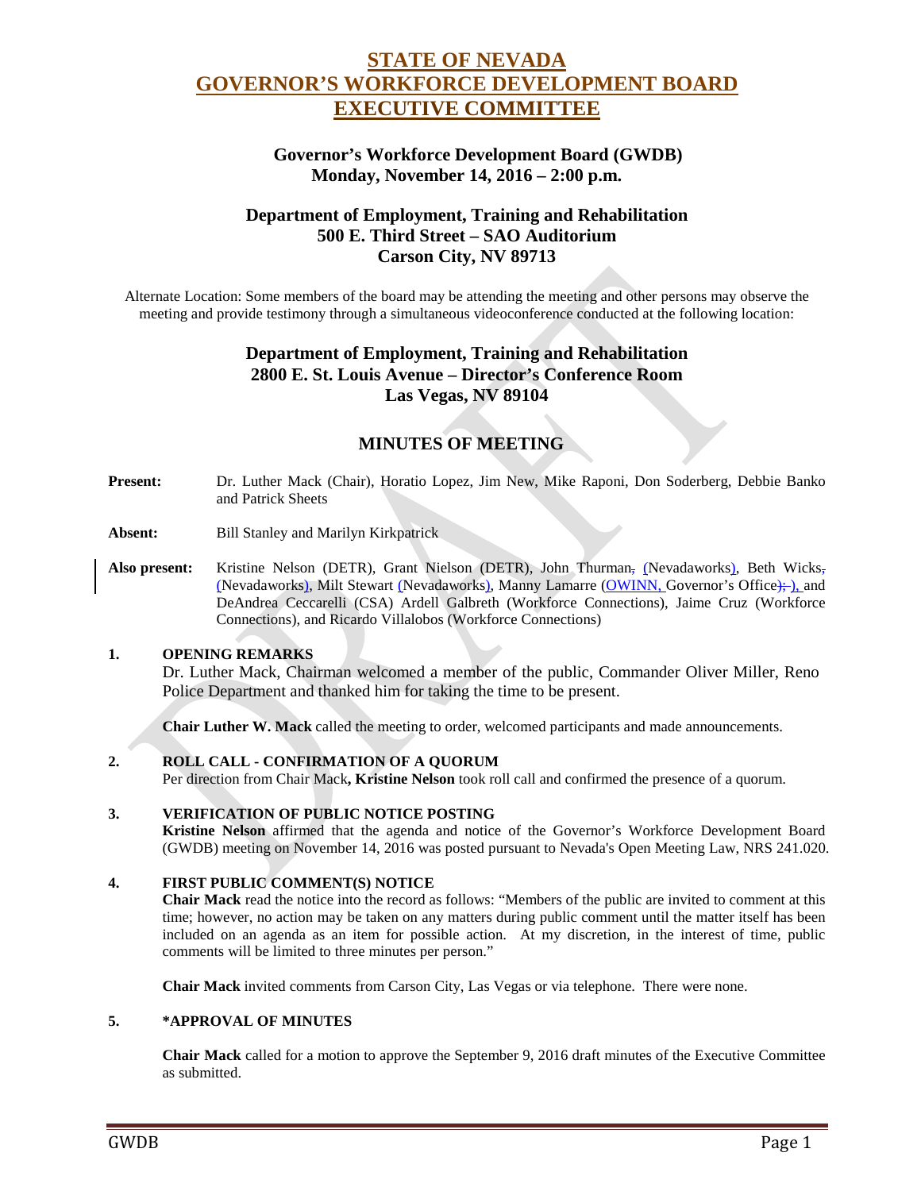# STATE OF NEVADA
# GOVERNOR'S WORKFORCE DEVELOPMENT BOARD
# EXECUTIVE COMMITTEE

### Governor's Workforce Development Board (GWDB)
### Monday, November 14, 2016 – 2:00 p.m.

### Department of Employment, Training and Rehabilitation
### 500 E. Third Street – SAO Auditorium
### Carson City, NV 89713

Alternate Location: Some members of the board may be attending the meeting and other persons may observe the meeting and provide testimony through a simultaneous videoconference conducted at the following location:

### Department of Employment, Training and Rehabilitation
### 2800 E. St. Louis Avenue – Director's Conference Room
### Las Vegas, NV 89104

## MINUTES OF MEETING

**Present:** Dr. Luther Mack (Chair), Horatio Lopez, Jim New, Mike Raponi, Don Soderberg, Debbie Banko and Patrick Sheets

**Absent:** Bill Stanley and Marilyn Kirkpatrick

**Also present:** Kristine Nelson (DETR), Grant Nielson (DETR), John Thurman, (Nevadaworks), Beth Wicks, (Nevadaworks), Milt Stewart (Nevadaworks), Manny Lamarre (OWINN, Governor's Office), and DeAndrea Ceccarelli (CSA) Ardell Galbreth (Workforce Connections), Jaime Cruz (Workforce Connections), and Ricardo Villalobos (Workforce Connections)

**1. OPENING REMARKS**

Dr. Luther Mack, Chairman welcomed a member of the public, Commander Oliver Miller, Reno Police Department and thanked him for taking the time to be present.

**Chair Luther W. Mack** called the meeting to order, welcomed participants and made announcements.

**2. ROLL CALL - CONFIRMATION OF A QUORUM**

Per direction from Chair Mack**, Kristine Nelson** took roll call and confirmed the presence of a quorum.

**3. VERIFICATION OF PUBLIC NOTICE POSTING**

**Kristine Nelson** affirmed that the agenda and notice of the Governor's Workforce Development Board (GWDB) meeting on November 14, 2016 was posted pursuant to Nevada's Open Meeting Law, NRS 241.020.

**4. FIRST PUBLIC COMMENT(S) NOTICE**

**Chair Mack** read the notice into the record as follows: "Members of the public are invited to comment at this time; however, no action may be taken on any matters during public comment until the matter itself has been included on an agenda as an item for possible action. At my discretion, in the interest of time, public comments will be limited to three minutes per person."

**Chair Mack** invited comments from Carson City, Las Vegas or via telephone. There were none.

**5. *APPROVAL OF MINUTES**

**Chair Mack** called for a motion to approve the September 9, 2016 draft minutes of the Executive Committee as submitted.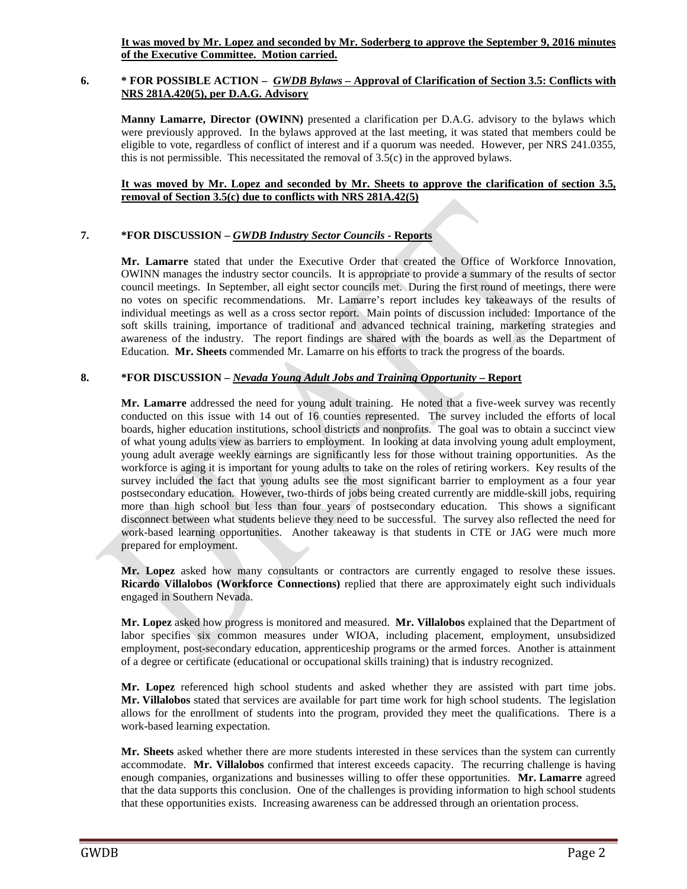**It was moved by Mr. Lopez and seconded by Mr. Soderberg to approve the September 9, 2016 minutes of the Executive Committee. Motion carried.**

**6. * FOR POSSIBLE ACTION – *GWDB Bylaws* – Approval of Clarification of Section 3.5: Conflicts with NRS 281A.420(5), per D.A.G. Advisory**

**Manny Lamarre, Director (OWINN)** presented a clarification per D.A.G. advisory to the bylaws which were previously approved. In the bylaws approved at the last meeting, it was stated that members could be eligible to vote, regardless of conflict of interest and if a quorum was needed. However, per NRS 241.0355, this is not permissible. This necessitated the removal of 3.5(c) in the approved bylaws.

**It was moved by Mr. Lopez and seconded by Mr. Sheets to approve the clarification of section 3.5, removal of Section 3.5(c) due to conflicts with NRS 281A.42(5)**

**7. *FOR DISCUSSION – *GWDB Industry Sector Councils* - Reports**

**Mr. Lamarre** stated that under the Executive Order that created the Office of Workforce Innovation, OWINN manages the industry sector councils. It is appropriate to provide a summary of the results of sector council meetings. In September, all eight sector councils met. During the first round of meetings, there were no votes on specific recommendations. Mr. Lamarre's report includes key takeaways of the results of individual meetings as well as a cross sector report. Main points of discussion included: Importance of the soft skills training, importance of traditional and advanced technical training, marketing strategies and awareness of the industry. The report findings are shared with the boards as well as the Department of Education. **Mr. Sheets** commended Mr. Lamarre on his efforts to track the progress of the boards.

**8. *FOR DISCUSSION – *Nevada Young Adult Jobs and Training Opportunity* – Report**

**Mr. Lamarre** addressed the need for young adult training. He noted that a five-week survey was recently conducted on this issue with 14 out of 16 counties represented. The survey included the efforts of local boards, higher education institutions, school districts and nonprofits. The goal was to obtain a succinct view of what young adults view as barriers to employment. In looking at data involving young adult employment, young adult average weekly earnings are significantly less for those without training opportunities. As the workforce is aging it is important for young adults to take on the roles of retiring workers. Key results of the survey included the fact that young adults see the most significant barrier to employment as a four year postsecondary education. However, two-thirds of jobs being created currently are middle-skill jobs, requiring more than high school but less than four years of postsecondary education. This shows a significant disconnect between what students believe they need to be successful. The survey also reflected the need for work-based learning opportunities. Another takeaway is that students in CTE or JAG were much more prepared for employment.

**Mr. Lopez** asked how many consultants or contractors are currently engaged to resolve these issues. **Ricardo Villalobos (Workforce Connections)** replied that there are approximately eight such individuals engaged in Southern Nevada.

**Mr. Lopez** asked how progress is monitored and measured. **Mr. Villalobos** explained that the Department of labor specifies six common measures under WIOA, including placement, employment, unsubsidized employment, post-secondary education, apprenticeship programs or the armed forces. Another is attainment of a degree or certificate (educational or occupational skills training) that is industry recognized.

**Mr. Lopez** referenced high school students and asked whether they are assisted with part time jobs. **Mr. Villalobos** stated that services are available for part time work for high school students. The legislation allows for the enrollment of students into the program, provided they meet the qualifications. There is a work-based learning expectation.

**Mr. Sheets** asked whether there are more students interested in these services than the system can currently accommodate. **Mr. Villalobos** confirmed that interest exceeds capacity. The recurring challenge is having enough companies, organizations and businesses willing to offer these opportunities. **Mr. Lamarre** agreed that the data supports this conclusion. One of the challenges is providing information to high school students that these opportunities exists. Increasing awareness can be addressed through an orientation process.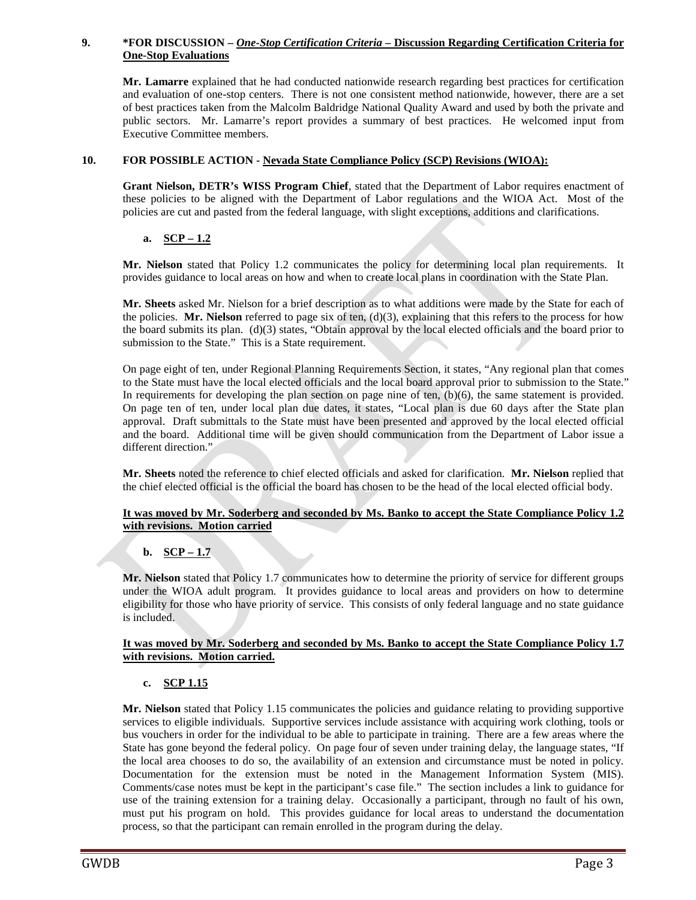**9. \*FOR DISCUSSION – *One-Stop Certification Criteria* – Discussion Regarding Certification Criteria for One-Stop Evaluations**

**Mr. Lamarre** explained that he had conducted nationwide research regarding best practices for certification and evaluation of one-stop centers. There is not one consistent method nationwide, however, there are a set of best practices taken from the Malcolm Baldridge National Quality Award and used by both the private and public sectors. Mr. Lamarre's report provides a summary of best practices. He welcomed input from Executive Committee members.

**10. FOR POSSIBLE ACTION - Nevada State Compliance Policy (SCP) Revisions (WIOA):**

**Grant Nielson, DETR's WISS Program Chief**, stated that the Department of Labor requires enactment of these policies to be aligned with the Department of Labor regulations and the WIOA Act. Most of the policies are cut and pasted from the federal language, with slight exceptions, additions and clarifications.

**a. SCP – 1.2**

**Mr. Nielson** stated that Policy 1.2 communicates the policy for determining local plan requirements. It provides guidance to local areas on how and when to create local plans in coordination with the State Plan.

**Mr. Sheets** asked Mr. Nielson for a brief description as to what additions were made by the State for each of the policies. **Mr. Nielson** referred to page six of ten, (d)(3), explaining that this refers to the process for how the board submits its plan. (d)(3) states, "Obtain approval by the local elected officials and the board prior to submission to the State." This is a State requirement.

On page eight of ten, under Regional Planning Requirements Section, it states, "Any regional plan that comes to the State must have the local elected officials and the local board approval prior to submission to the State." In requirements for developing the plan section on page nine of ten, (b)(6), the same statement is provided. On page ten of ten, under local plan due dates, it states, "Local plan is due 60 days after the State plan approval. Draft submittals to the State must have been presented and approved by the local elected official and the board. Additional time will be given should communication from the Department of Labor issue a different direction."

**Mr. Sheets** noted the reference to chief elected officials and asked for clarification. **Mr. Nielson** replied that the chief elected official is the official the board has chosen to be the head of the local elected official body.

**It was moved by Mr. Soderberg and seconded by Ms. Banko to accept the State Compliance Policy 1.2 with revisions. Motion carried**

**b. SCP – 1.7**

**Mr. Nielson** stated that Policy 1.7 communicates how to determine the priority of service for different groups under the WIOA adult program. It provides guidance to local areas and providers on how to determine eligibility for those who have priority of service. This consists of only federal language and no state guidance is included.

**It was moved by Mr. Soderberg and seconded by Ms. Banko to accept the State Compliance Policy 1.7 with revisions. Motion carried.**

**c. SCP 1.15**

**Mr. Nielson** stated that Policy 1.15 communicates the policies and guidance relating to providing supportive services to eligible individuals. Supportive services include assistance with acquiring work clothing, tools or bus vouchers in order for the individual to be able to participate in training. There are a few areas where the State has gone beyond the federal policy. On page four of seven under training delay, the language states, "If the local area chooses to do so, the availability of an extension and circumstance must be noted in policy. Documentation for the extension must be noted in the Management Information System (MIS). Comments/case notes must be kept in the participant's case file." The section includes a link to guidance for use of the training extension for a training delay. Occasionally a participant, through no fault of his own, must put his program on hold. This provides guidance for local areas to understand the documentation process, so that the participant can remain enrolled in the program during the delay.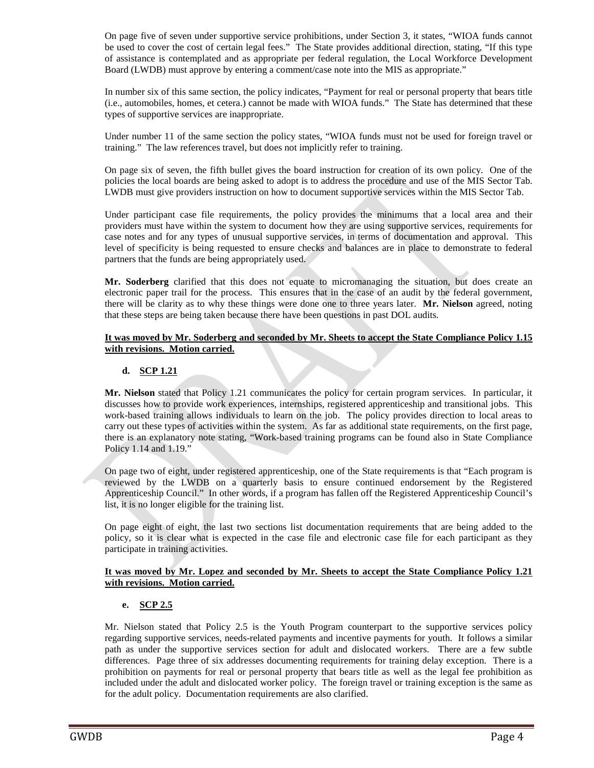On page five of seven under supportive service prohibitions, under Section 3, it states, "WIOA funds cannot be used to cover the cost of certain legal fees." The State provides additional direction, stating, "If this type of assistance is contemplated and as appropriate per federal regulation, the Local Workforce Development Board (LWDB) must approve by entering a comment/case note into the MIS as appropriate."

In number six of this same section, the policy indicates, "Payment for real or personal property that bears title (i.e., automobiles, homes, et cetera.) cannot be made with WIOA funds." The State has determined that these types of supportive services are inappropriate.

Under number 11 of the same section the policy states, "WIOA funds must not be used for foreign travel or training." The law references travel, but does not implicitly refer to training.

On page six of seven, the fifth bullet gives the board instruction for creation of its own policy. One of the policies the local boards are being asked to adopt is to address the procedure and use of the MIS Sector Tab. LWDB must give providers instruction on how to document supportive services within the MIS Sector Tab.

Under participant case file requirements, the policy provides the minimums that a local area and their providers must have within the system to document how they are using supportive services, requirements for case notes and for any types of unusual supportive services, in terms of documentation and approval. This level of specificity is being requested to ensure checks and balances are in place to demonstrate to federal partners that the funds are being appropriately used.

**Mr. Soderberg** clarified that this does not equate to micromanaging the situation, but does create an electronic paper trail for the process. This ensures that in the case of an audit by the federal government, there will be clarity as to why these things were done one to three years later. **Mr. Nielson** agreed, noting that these steps are being taken because there have been questions in past DOL audits.

**It was moved by Mr. Soderberg and seconded by Mr. Sheets to accept the State Compliance Policy 1.15 with revisions. Motion carried.**

**d. SCP 1.21**

**Mr. Nielson** stated that Policy 1.21 communicates the policy for certain program services. In particular, it discusses how to provide work experiences, internships, registered apprenticeship and transitional jobs. This work-based training allows individuals to learn on the job. The policy provides direction to local areas to carry out these types of activities within the system. As far as additional state requirements, on the first page, there is an explanatory note stating, "Work-based training programs can be found also in State Compliance Policy 1.14 and 1.19."

On page two of eight, under registered apprenticeship, one of the State requirements is that "Each program is reviewed by the LWDB on a quarterly basis to ensure continued endorsement by the Registered Apprenticeship Council." In other words, if a program has fallen off the Registered Apprenticeship Council's list, it is no longer eligible for the training list.

On page eight of eight, the last two sections list documentation requirements that are being added to the policy, so it is clear what is expected in the case file and electronic case file for each participant as they participate in training activities.

**It was moved by Mr. Lopez and seconded by Mr. Sheets to accept the State Compliance Policy 1.21 with revisions. Motion carried.**

**e. SCP 2.5**

Mr. Nielson stated that Policy 2.5 is the Youth Program counterpart to the supportive services policy regarding supportive services, needs-related payments and incentive payments for youth. It follows a similar path as under the supportive services section for adult and dislocated workers. There are a few subtle differences. Page three of six addresses documenting requirements for training delay exception. There is a prohibition on payments for real or personal property that bears title as well as the legal fee prohibition as included under the adult and dislocated worker policy. The foreign travel or training exception is the same as for the adult policy. Documentation requirements are also clarified.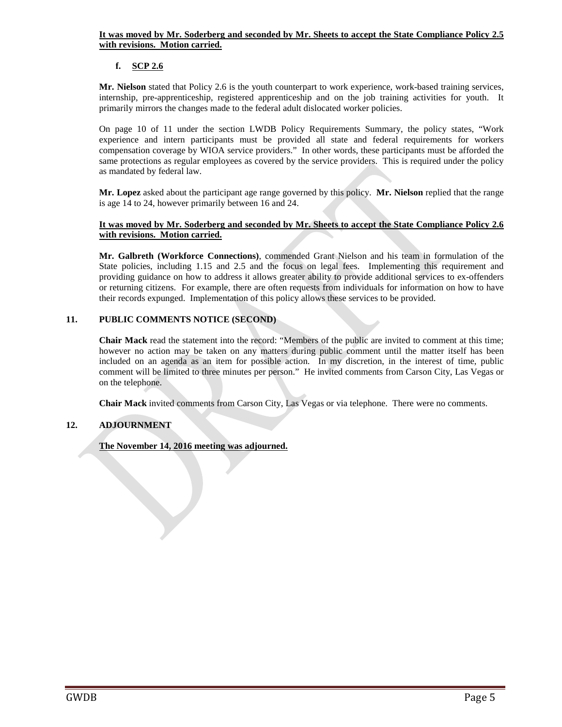**It was moved by Mr. Soderberg and seconded by Mr. Sheets to accept the State Compliance Policy 2.5 with revisions. Motion carried.**

**f. SCP 2.6**

**Mr. Nielson** stated that Policy 2.6 is the youth counterpart to work experience, work-based training services, internship, pre-apprenticeship, registered apprenticeship and on the job training activities for youth. It primarily mirrors the changes made to the federal adult dislocated worker policies.

On page 10 of 11 under the section LWDB Policy Requirements Summary, the policy states, "Work experience and intern participants must be provided all state and federal requirements for workers compensation coverage by WIOA service providers." In other words, these participants must be afforded the same protections as regular employees as covered by the service providers. This is required under the policy as mandated by federal law.

**Mr. Lopez** asked about the participant age range governed by this policy. **Mr. Nielson** replied that the range is age 14 to 24, however primarily between 16 and 24.

**It was moved by Mr. Soderberg and seconded by Mr. Sheets to accept the State Compliance Policy 2.6 with revisions. Motion carried.**

**Mr. Galbreth (Workforce Connections)**, commended Grant Nielson and his team in formulation of the State policies, including 1.15 and 2.5 and the focus on legal fees. Implementing this requirement and providing guidance on how to address it allows greater ability to provide additional services to ex-offenders or returning citizens. For example, there are often requests from individuals for information on how to have their records expunged. Implementation of this policy allows these services to be provided.

## 11. PUBLIC COMMENTS NOTICE (SECOND)

**Chair Mack** read the statement into the record: "Members of the public are invited to comment at this time; however no action may be taken on any matters during public comment until the matter itself has been included on an agenda as an item for possible action. In my discretion, in the interest of time, public comment will be limited to three minutes per person." He invited comments from Carson City, Las Vegas or on the telephone.

**Chair Mack** invited comments from Carson City, Las Vegas or via telephone. There were no comments.

## 12. ADJOURNMENT

**The November 14, 2016 meeting was adjourned.**